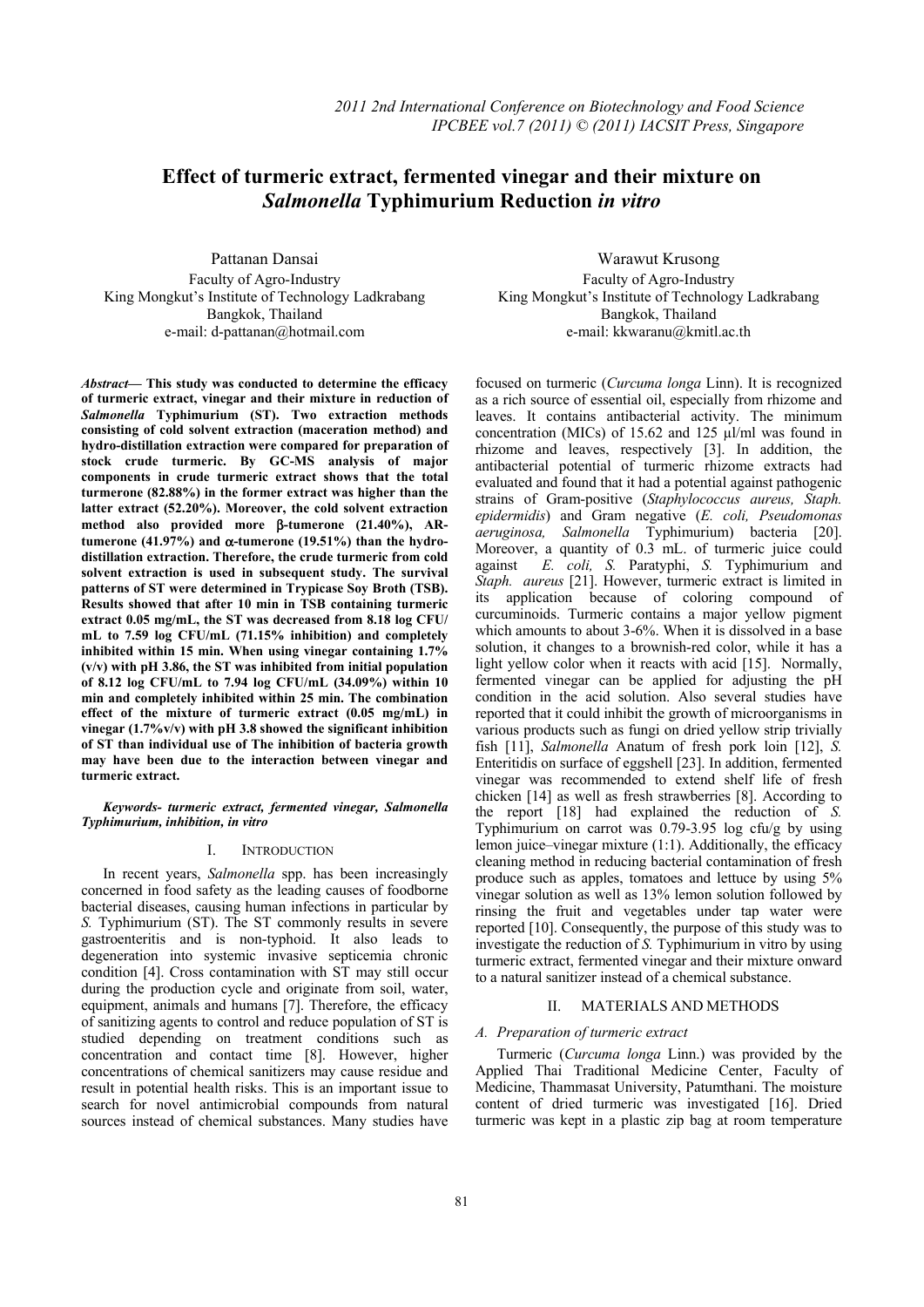# Effect of turmeric extract, fermented vinegar and their mixture on *Salmonella* Typhimurium Reduction *in vitro*

Pattanan Dansai
Faculty of Agro-Industry
King Mongkut's Institute of Technology Ladkrabang
Bangkok, Thailand
e-mail: d-pattanan@hotmail.com

Warawut Krusong
Faculty of Agro-Industry
King Mongkut's Institute of Technology Ladkrabang
Bangkok, Thailand
e-mail: kkwaranu@kmitl.ac.th

***Abstract*— This study was conducted to determine the efficacy of turmeric extract, vinegar and their mixture in reduction of *Salmonella* Typhimurium (ST). Two extraction methods consisting of cold solvent extraction (maceration method) and hydro-distillation extraction were compared for preparation of stock crude turmeric. By GC-MS analysis of major components in crude turmeric extract shows that the total turmerone (82.88%) in the former extract was higher than the latter extract (52.20%). Moreover, the cold solvent extraction method also provided more β-tumerone (21.40%), AR-tumerone (41.97%) and α-tumerone (19.51%) than the hydro-distillation extraction. Therefore, the crude turmeric from cold solvent extraction is used in subsequent study. The survival patterns of ST were determined in Trypicase Soy Broth (TSB). Results showed that after 10 min in TSB containing turmeric extract 0.05 mg/mL, the ST was decreased from 8.18 log CFU/ mL to 7.59 log CFU/mL (71.15% inhibition) and completely inhibited within 15 min. When using vinegar containing 1.7% (v/v) with pH 3.86, the ST was inhibited from initial population of 8.12 log CFU/mL to 7.94 log CFU/mL (34.09%) within 10 min and completely inhibited within 25 min. The combination effect of the mixture of turmeric extract (0.05 mg/mL) in vinegar (1.7%v/v) with pH 3.8 showed the significant inhibition of ST than individual use of The inhibition of bacteria growth may have been due to the interaction between vinegar and turmeric extract.**

***Keywords- turmeric extract, fermented vinegar, Salmonella Typhimurium, inhibition, in vitro***

## I. INTRODUCTION

In recent years, *Salmonella* spp. has been increasingly concerned in food safety as the leading causes of foodborne bacterial diseases, causing human infections in particular by *S.* Typhimurium (ST). The ST commonly results in severe gastroenteritis and is non-typhoid. It also leads to degeneration into systemic invasive septicemia chronic condition [4]. Cross contamination with ST may still occur during the production cycle and originate from soil, water, equipment, animals and humans [7]. Therefore, the efficacy of sanitizing agents to control and reduce population of ST is studied depending on treatment conditions such as concentration and contact time [8]. However, higher concentrations of chemical sanitizers may cause residue and result in potential health risks. This is an important issue to search for novel antimicrobial compounds from natural sources instead of chemical substances. Many studies have focused on turmeric (*Curcuma longa* Linn). It is recognized as a rich source of essential oil, especially from rhizome and leaves. It contains antibacterial activity. The minimum concentration (MICs) of 15.62 and 125 µl/ml was found in rhizome and leaves, respectively [3]. In addition, the antibacterial potential of turmeric rhizome extracts had evaluated and found that it had a potential against pathogenic strains of Gram-positive (*Staphylococcus aureus, Staph. epidermidis*) and Gram negative (*E. coli, Pseudomonas aeruginosa, Salmonella* Typhimurium) bacteria [20]. Moreover, a quantity of 0.3 mL. of turmeric juice could against *E. coli, S.* Paratyphi, *S.* Typhimurium and *Staph. aureus* [21]. However, turmeric extract is limited in its application because of coloring compound of curcuminoids. Turmeric contains a major yellow pigment which amounts to about 3-6%. When it is dissolved in a base solution, it changes to a brownish-red color, while it has a light yellow color when it reacts with acid [15]. Normally, fermented vinegar can be applied for adjusting the pH condition in the acid solution. Also several studies have reported that it could inhibit the growth of microorganisms in various products such as fungi on dried yellow strip trivially fish [11], *Salmonella* Anatum of fresh pork loin [12], *S.* Enteritidis on surface of eggshell [23]. In addition, fermented vinegar was recommended to extend shelf life of fresh chicken [14] as well as fresh strawberries [8]. According to the report [18] had explained the reduction of *S.* Typhimurium on carrot was 0.79-3.95 log cfu/g by using lemon juice–vinegar mixture (1:1). Additionally, the efficacy cleaning method in reducing bacterial contamination of fresh produce such as apples, tomatoes and lettuce by using 5% vinegar solution as well as 13% lemon solution followed by rinsing the fruit and vegetables under tap water were reported [10]. Consequently, the purpose of this study was to investigate the reduction of *S.* Typhimurium in vitro by using turmeric extract, fermented vinegar and their mixture onward to a natural sanitizer instead of a chemical substance.

## II. MATERIALS AND METHODS

### *A. Preparation of turmeric extract*

Turmeric (*Curcuma longa* Linn.) was provided by the Applied Thai Traditional Medicine Center, Faculty of Medicine, Thammasat University, Patumthani. The moisture content of dried turmeric was investigated [16]. Dried turmeric was kept in a plastic zip bag at room temperature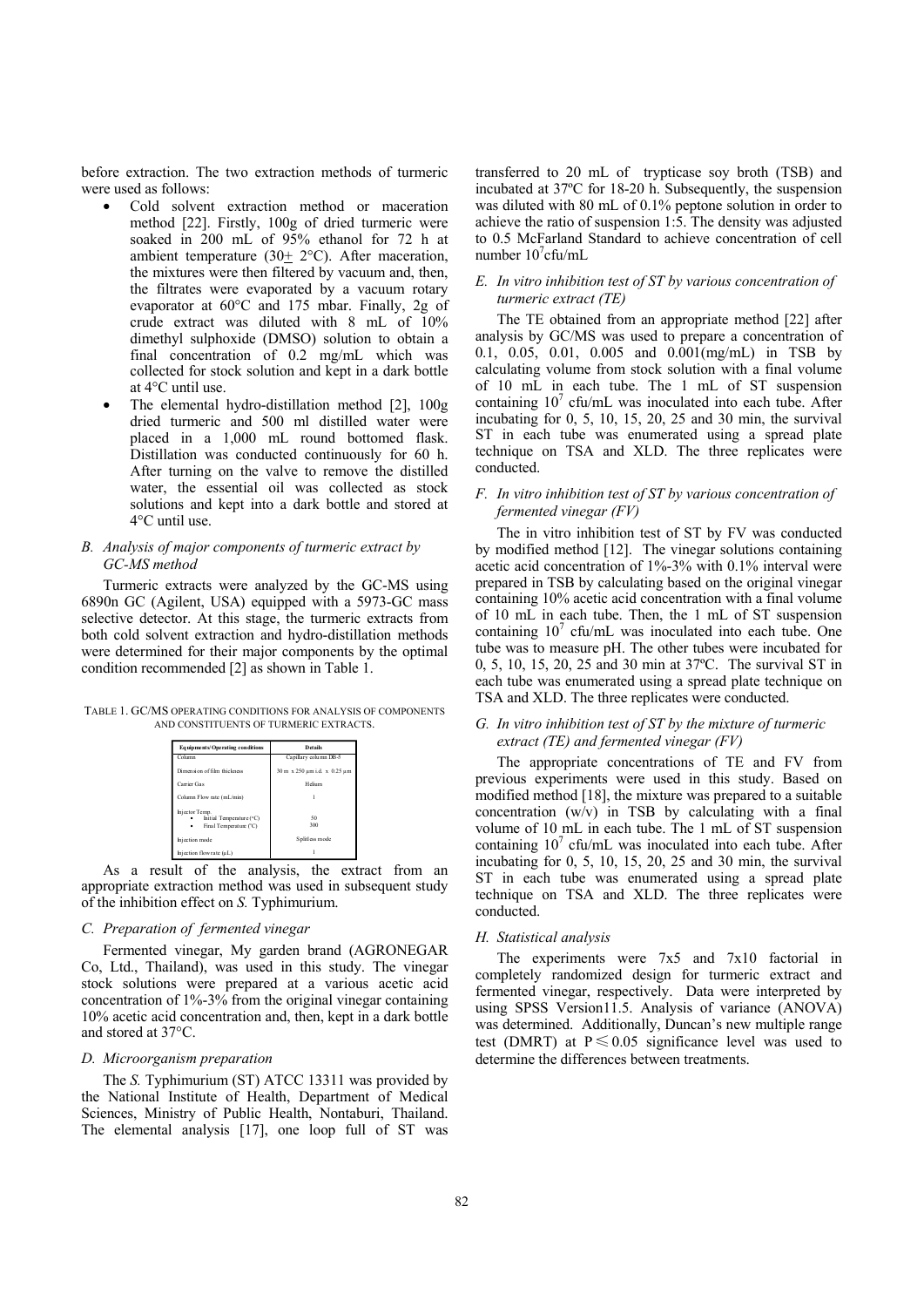before extraction. The two extraction methods of turmeric were used as follows:

- Cold solvent extraction method or maceration method [22]. Firstly, 100g of dried turmeric were soaked in 200 mL of 95% ethanol for 72 h at ambient temperature (30$\pm$ 2°C). After maceration, the mixtures were then filtered by vacuum and, then, the filtrates were evaporated by a vacuum rotary evaporator at 60°C and 175 mbar. Finally, 2g of crude extract was diluted with 8 mL of 10% dimethyl sulphoxide (DMSO) solution to obtain a final concentration of 0.2 mg/mL which was collected for stock solution and kept in a dark bottle at 4°C until use.
- The elemental hydro-distillation method [2], 100g dried turmeric and 500 ml distilled water were placed in a 1,000 mL round bottomed flask. Distillation was conducted continuously for 60 h. After turning on the valve to remove the distilled water, the essential oil was collected as stock solutions and kept into a dark bottle and stored at 4°C until use.

### *B. Analysis of major components of turmeric extract by GC-MS method*

Turmeric extracts were analyzed by the GC-MS using 6890n GC (Agilent, USA) equipped with a 5973-GC mass selective detector. At this stage, the turmeric extracts from both cold solvent extraction and hydro-distillation methods were determined for their major components by the optimal condition recommended [2] as shown in Table 1.

TABLE 1. GC/MS OPERATING CONDITIONS FOR ANALYSIS OF COMPONENTS AND CONSTITUENTS OF TURMERIC EXTRACTS.

| Equipments/Operating conditions | Details |
|---|---|
| Column | Capillary column DB-5 |
| Dimension of film thickness | 30 m x 250 μm i.d. x 0.25 μm |
| Carrier Gas | Helium |
| Column Flow rate (mL/min) | 1 |
| Injector Temp.<br>• Initial Temperature (°C)<br>• Final Temperature (°C) | <br>50<br>300 |
| Injection mode | Splitless mode |
| Injection flow rate (μL) | 1 |

As a result of the analysis, the extract from an appropriate extraction method was used in subsequent study of the inhibition effect on *S.* Typhimurium.

### *C. Preparation of fermented vinegar*

Fermented vinegar, My garden brand (AGRONEGAR Co, Ltd., Thailand), was used in this study. The vinegar stock solutions were prepared at a various acetic acid concentration of 1%-3% from the original vinegar containing 10% acetic acid concentration and, then, kept in a dark bottle and stored at 37°C.

### *D. Microorganism preparation*

The *S.* Typhimurium (ST) ATCC 13311 was provided by the National Institute of Health, Department of Medical Sciences, Ministry of Public Health, Nontaburi, Thailand. The elemental analysis [17], one loop full of ST was transferred to 20 mL of trypticase soy broth (TSB) and incubated at 37ºC for 18-20 h. Subsequently, the suspension was diluted with 80 mL of 0.1% peptone solution in order to achieve the ratio of suspension 1:5. The density was adjusted to 0.5 McFarland Standard to achieve concentration of cell number $10^7$cfu/mL

### *E. In vitro inhibition test of ST by various concentration of turmeric extract (TE)*

The TE obtained from an appropriate method [22] after analysis by GC/MS was used to prepare a concentration of 0.1, 0.05, 0.01, 0.005 and 0.001(mg/mL) in TSB by calculating volume from stock solution with a final volume of 10 mL in each tube. The 1 mL of ST suspension containing $10^7$ cfu/mL was inoculated into each tube. After incubating for 0, 5, 10, 15, 20, 25 and 30 min, the survival ST in each tube was enumerated using a spread plate technique on TSA and XLD. The three replicates were conducted.

### *F. In vitro inhibition test of ST by various concentration of fermented vinegar (FV)*

The in vitro inhibition test of ST by FV was conducted by modified method [12]. The vinegar solutions containing acetic acid concentration of 1%-3% with 0.1% interval were prepared in TSB by calculating based on the original vinegar containing 10% acetic acid concentration with a final volume of 10 mL in each tube. Then, the 1 mL of ST suspension containing $10^7$ cfu/mL was inoculated into each tube. One tube was to measure pH. The other tubes were incubated for 0, 5, 10, 15, 20, 25 and 30 min at 37ºC. The survival ST in each tube was enumerated using a spread plate technique on TSA and XLD. The three replicates were conducted.

### *G. In vitro inhibition test of ST by the mixture of turmeric extract (TE) and fermented vinegar (FV)*

The appropriate concentrations of TE and FV from previous experiments were used in this study. Based on modified method [18], the mixture was prepared to a suitable concentration (w/v) in TSB by calculating with a final volume of 10 mL in each tube. The 1 mL of ST suspension containing $10^7$ cfu/mL was inoculated into each tube. After incubating for 0, 5, 10, 15, 20, 25 and 30 min, the survival ST in each tube was enumerated using a spread plate technique on TSA and XLD. The three replicates were conducted.

### *H. Statistical analysis*

The experiments were 7x5 and 7x10 factorial in completely randomized design for turmeric extract and fermented vinegar, respectively. Data were interpreted by using SPSS Version11.5. Analysis of variance (ANOVA) was determined. Additionally, Duncan's new multiple range test (DMRT) at $P \leq 0.05$ significance level was used to determine the differences between treatments.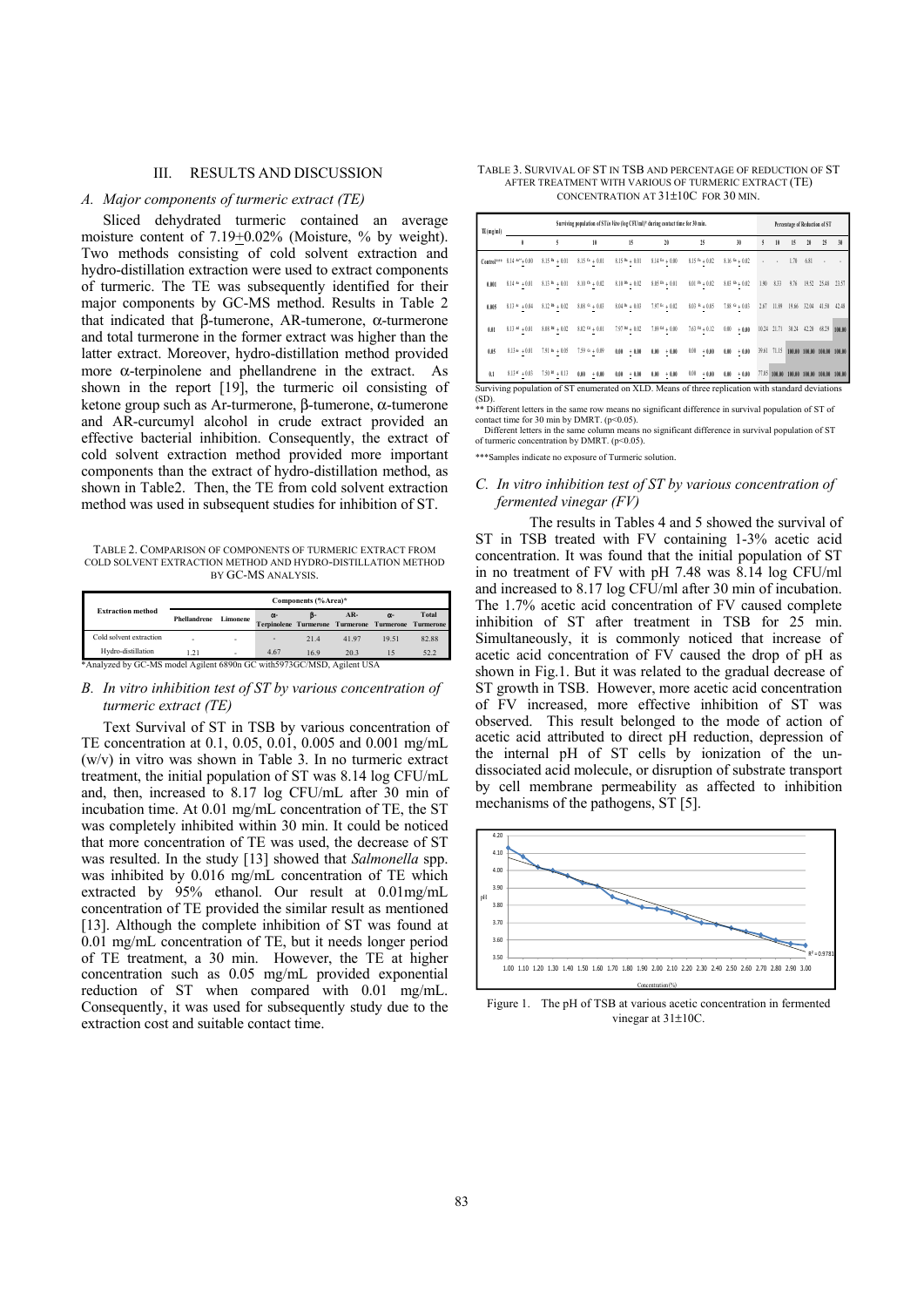## III. RESULTS AND DISCUSSION

### *A. Major components of turmeric extract (TE)*

Sliced dehydrated turmeric contained an average moisture content of 7.19+0.02% (Moisture, % by weight). Two methods consisting of cold solvent extraction and hydro-distillation extraction were used to extract components of turmeric. The TE was subsequently identified for their major components by GC-MS method. Results in Table 2 that indicated that β-tumerone, AR-tumerone, α-turmerone and total turmerone in the former extract was higher than the latter extract. Moreover, hydro-distillation method provided more α-terpinolene and phellandrene in the extract. As shown in the report [19], the turmeric oil consisting of ketone group such as Ar-turmerone, β-tumerone, α-tumerone and AR-curcumyl alcohol in crude extract provided an effective bacterial inhibition. Consequently, the extract of cold solvent extraction method provided more important components than the extract of hydro-distillation method, as shown in Table2. Then, the TE from cold solvent extraction method was used in subsequent studies for inhibition of ST.

TABLE 2. COMPARISON OF COMPONENTS OF TURMERIC EXTRACT FROM COLD SOLVENT EXTRACTION METHOD AND HYDRO-DISTILLATION METHOD BY GC-MS ANALYSIS.

| Extraction method | Components (%Area)* | | | | | | |
|---|---|---|---|---|---|---|---|
| | Phellandrene | Limonene | α-Terpinolene | β-Turmerone | AR-Turmerone | α-Turmerone | Total Turmerone |
| Cold solvent extraction | - | - | - | 21.4 | 41.97 | 19.51 | 82.88 |
| Hydro-distillation | 1.21 | - | 4.67 | 16.9 | 20.3 | 15 | 52.2 |

*Analyzed by GC-MS model Agilent 6890n GC with5973GC/MSD, Agilent USA

### *B. In vitro inhibition test of ST by various concentration of turmeric extract (TE)*

Text Survival of ST in TSB by various concentration of TE concentration at 0.1, 0.05, 0.01, 0.005 and 0.001 mg/mL (w/v) in vitro was shown in Table 3. In no turmeric extract treatment, the initial population of ST was 8.14 log CFU/mL and, then, increased to 8.17 log CFU/mL after 30 min of incubation time. At 0.01 mg/mL concentration of TE, the ST was completely inhibited within 30 min. It could be noticed that more concentration of TE was used, the decrease of ST was resulted. In the study [13] showed that *Salmonella* spp. was inhibited by 0.016 mg/mL concentration of TE which extracted by 95% ethanol. Our result at 0.01mg/mL concentration of TE provided the similar result as mentioned [13]. Although the complete inhibition of ST was found at 0.01 mg/mL concentration of TE, but it needs longer period of TE treatment, a 30 min. However, the TE at higher concentration such as 0.05 mg/mL provided exponential reduction of ST when compared with 0.01 mg/mL. Consequently, it was used for subsequently study due to the extraction cost and suitable contact time.

TABLE 3. SURVIVAL OF ST IN TSB AND PERCENTAGE OF REDUCTION OF ST AFTER TREATMENT WITH VARIOUS OF TURMERIC EXTRACT (TE) CONCENTRATION AT 31±10C FOR 30 MIN.

| TE (mg/ml) | Surviving population of ST in Vitro (log CFU/ml)* during contact time for 30 min. | | | | | | | Percentage of Reduction of ST | | | | | |
|---|---|---|---|---|---|---|---|---|---|---|---|---|---|
| | 0 | 5 | 10 | 15 | 20 | 25 | 30 | 5 | 10 | 15 | 20 | 25 | 30 |
| Control*** | 8.14 $^{Aa**}$ ± 0.00 | 8.15 $^{Ba}$ ± 0.01 | 8.15 $^{Ca}$ ± 0.01 | 8.15 $^{Ba}$ ± 0.01 | 8.14 $^{Ba}$ ± 0.00 | 8.15 $^{Ba}$ ± 0.02 | 8.16 $^{Ba}$ ± 0.02 | - | - | 1.70 | 6.81 | - | - |
| 0.001 | 8.14 $^{Aa}$ ± 0.01 | 8.13 $^{Bc}$ ± 0.01 | 8.10 $^{Cb}$ ± 0.02 | 8.10 $^{Bb}$ ± 0.02 | 8.05 $^{Cb}$ ± 0.01 | 8.03 $^{Cb}$ ± 0.02 | 8.03 $^{Cb}$ ± 0.02 | 1.90 | 8.33 | 9.76 | 19.52 | 25.40 | 23.57 |
| 0.005 | 8.13 $^{Ac}$ ± 0.04 | 8.12 $^{Bb}$ ± 0.02 | 8.08 $^{Cc}$ ± 0.03 | 8.04 $^{Bb}$ ± 0.03 | 7.97 $^{Cc}$ ± 0.02 | 8.03 $^{Ac}$ ± 0.05 | 7.88 $^{Cc}$ ± 0.03 | 2.67 | 11.89 | 19.66 | 32.04 | 41.50 | 42.48 |
| 0.01 | 8.13 $^{Ad}$ ± 0.01 | 8.08 $^{Bd}$ ± 0.02 | 8.02 $^{Cd}$ ± 0.01 | 7.97 $^{Bd}$ ± 0.02 | 7.89 $^{Cd}$ ± 0.00 | 7.63 $^{Cd}$ ± 0.12 | 0.00 ± 0.00 | 10.24 | 21.71 | 30.24 | 42.20 | 69.29 | 100.00 |
| 0.05 | 8.13 $^{Ac}$ ± 0.01 | 7.91 $^{Bc}$ ± 0.05 | 7.59 $^{Cc}$ ± 0.09 | 0.00 ± 0.00 | 0.00 ± 0.00 | 0.00 ± 0.00 | 0.00 ± 0.00 | 39.61 | 71.15 | 100.00 | 100.00 | 100.00 | 100.00 |
| 0.1 | 8.13 $^{Af}$ ± 0.03 | 7.50 $^{Bf}$ ± 0.13 | 0.00 ± 0.00 | 0.00 ± 0.00 | 0.00 ± 0.00 | 0.00 ± 0.00 | 0.00 ± 0.00 | 77.05 | 100.00 | 100.00 | 100.00 | 100.00 | 100.00 |

Surviving population of ST enumerated on XLD. Means of three replication with standard deviations (SD).

** Different letters in the same row means no significant difference in survival population of ST of contact time for 30 min by DMRT. ($p<0.05$).

Different letters in the same column means no significant difference in survival population of ST of turmeric concentration by DMRT. ($p<0.05$).

***Samples indicate no exposure of Turmeric solution.

### *C. In vitro inhibition test of ST by various concentration of fermented vinegar (FV)*

The results in Tables 4 and 5 showed the survival of ST in TSB treated with FV containing 1-3% acetic acid concentration. It was found that the initial population of ST in no treatment of FV with pH 7.48 was 8.14 log CFU/ml and increased to 8.17 log CFU/ml after 30 min of incubation. The 1.7% acetic acid concentration of FV caused complete inhibition of ST after treatment in TSB for 25 min. Simultaneously, it is commonly noticed that increase of acetic acid concentration of FV caused the drop of pH as shown in Fig.1. But it was related to the gradual decrease of ST growth in TSB. However, more acetic acid concentration of FV increased, more effective inhibition of ST was observed. This result belonged to the mode of action of acetic acid attributed to direct pH reduction, depression of the internal pH of ST cells by ionization of the un-dissociated acid molecule, or disruption of substrate transport by cell membrane permeability as affected to inhibition mechanisms of the pathogens, ST [5].

Figure 1. The pH of TSB at various acetic concentration in fermented vinegar at 31±10C.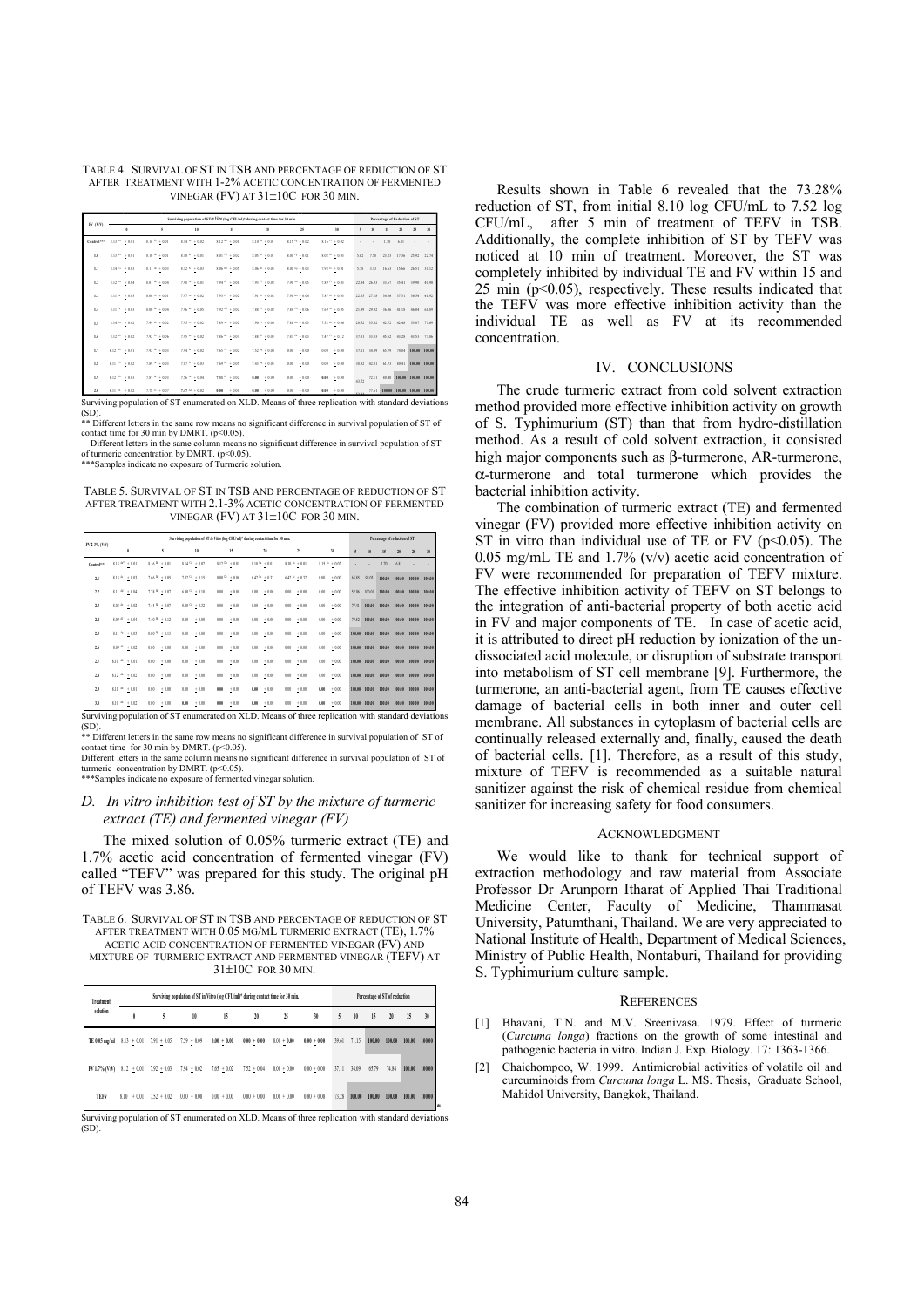TABLE 4. SURVIVAL OF ST IN TSB AND PERCENTAGE OF REDUCTION OF ST AFTER TREATMENT WITH 1-2% ACETIC CONCENTRATION OF FERMENTED VINEGAR (FV) AT 31±10C FOR 30 MIN.

| FV (V/V) | Surviving population of ST in TSB (log CFU/ml) during contact time for 30 min | | | | | | | Percentage of Reduction of ST | | | | | |
|---|---|---|---|---|---|---|---|---|---|---|---|---|---|
| | 0 | 5 | 10 | 15 | 20 | 25 | 30 | 5 | 10 | 15 | 20 | 25 | 30 |
| Control*** | 8.13 ± 0.01 | 8.16 ± 0.01 | 8.14 ± 0.02 | 8.12 ± 0.01 | 8.10 ± 0.01 | 8.15 ± 0.02 | 8.16 ± 0.02 | - | - | 1.70 | 6.81 | - | - |
| 1.0 | 8.13 ± 0.01 | 8.10 ± 0.01 | 8.10 ± 0.01 | 8.05 ± 0.02 | 8.05 ± 0.01 | 8.00 ± 0.01 | 8.02 ± 0.01 | 5.62 | 7.58 | 23.23 | 17.36 | 25.92 | 22.74 |
| 1.1 | 8.14 ± 0.01 | 8.11 ± 0.01 | 8.12 ± 0.01 | 8.06 ± 0.01 | 8.06 ± 0.01 | 8.00 ± 0.01 | 7.98 ± 0.01 | 5.78 | 3.13 | 16.63 | 15.66 | 26.51 | 30.12 |
| 1.2 | 8.12 ± 0.01 | 8.03 ± 0.01 | 7.99 ± 0.01 | 7.94 ± 0.01 | 7.93 ± 0.02 | 7.90 ± 0.01 | 7.89 ± 0.01 | 22.94 | 26.93 | 33.67 | 35.41 | 39.90 | 40.90 |
| 1.3 | 8.11 ± 0.01 | 8.00 ± 0.01 | 7.97 ± 0.02 | 7.93 ± 0.02 | 7.91 ± 0.02 | 7.91 ± 0.01 | 7.87 ± 0.01 | 22.05 | 27.18 | 34.36 | 37.31 | 36.54 | 41.92 |
| 1.4 | 8.11 ± 0.01 | 8.00 ± 0.01 | 7.96 ± 0.01 | 7.92 ± 0.02 | 7.88 ± 0.02 | 7.88 ± 0.01 | 7.69 ± 0.01 | 21.99 | 29.92 | 36.06 | 41.18 | 46.04 | 61.89 |
| 1.5 | 8.14 ± 0.02 | 7.99 ± 0.02 | 7.95 ± 0.02 | 7.89 ± 0.02 | 7.90 ± 0.01 | 7.81 ± 0.01 | 7.52 ± 0.06 | 26.52 | 35.82 | 42.72 | 42.48 | 51.07 | 75.69 |
| 1.6 | 8.12 ± 0.02 | 7.92 ± 0.01 | 7.95 ± 0.02 | 7.86 ± 0.01 | 7.88 ± 0.02 | 7.87 ± 0.01 | 7.87 ± 0.12 | 37.11 | 33.33 | 45.52 | 43.25 | 43.53 | 77.06 |
| 1.7 | 8.12 ± 0.01 | 7.92 ± 0.01 | 7.98 ± 0.02 | 7.65 ± 0.02 | 7.52 ± 0.04 | 0.00 ± 0.00 | 0.00 ± 0.00 | 37.11 | 34.09 | 65.79 | 74.84 | 100.00 | 100.00 |
| 1.8 | 8.11 ± 0.02 | 7.89 ± 0.01 | 7.87 ± 0.01 | 7.69 ± 0.01 | 7.43 ± 0.01 | 0.00 ± 0.00 | 0.00 ± 0.00 | 38.92 | 42.81 | 61.73 | 80.41 | 100.00 | 100.00 |
| 1.9 | 8.12 ± 0.01 | 7.87 ± 0.01 | 7.56 ± 0.04 | 7.56 ± 0.02 | 0.00 ± 0.00 | 0.00 ± 0.00 | 0.00 ± 0.00 | 43.72 | 72.11 | 80.00 | 100.00 | 100.00 | 100.00 |
| 2.0 | 8.11 ± 0.02 | 7.78 ± 0.07 | 7.47 ± 0.02 | 0.00 ± 0.00 | 0.00 ± 0.00 | 0.00 ± 0.00 | 0.00 ± 0.00 | | 77.61 | 100.00 | 100.00 | 100.00 | 100.00 |

Surviving population of ST enumerated on XLD. Means of three replication with standard deviations (SD).

** Different letters in the same row means no significant difference in survival population of ST of contact time for 30 min by DMRT. (p<0.05).

Different letters in the same column means no significant difference in survival population of ST of turmeric concentration by DMRT. (p<0.05).

***Samples indicate no exposure of Turmeric solution.

TABLE 5. SURVIVAL OF ST IN TSB AND PERCENTAGE OF REDUCTION OF ST AFTER TREATMENT WITH 2.1-3% ACETIC CONCENTRATION OF FERMENTED VINEGAR (FV) AT 31±10C FOR 30 MIN.

| FV 2-3% (V/V) | Surviving population of ST in Vitro (log CFU/ml) during contact time for 30 min. | | | | | | | Percentage of reduction of ST | | | | | |
|---|---|---|---|---|---|---|---|---|---|---|---|---|---|
| | 0 | 5 | 10 | 15 | 20 | 25 | 30 | 5 | 10 | 15 | 20 | 25 | 30 |
| Control*** | 8.13 ± 0.01 | 8.16 ± 0.01 | 8.14 ± 0.02 | 8.12 ± 0.01 | 8.10 ± 0.01 | 8.10 ± 0.01 | 8.15 ± 0.02 | - | - | 1.70 | 6.81 | - | - |
| 2.1 | 8.13 ± 0.03 | 7.66 ± 0.09 | 7.02 ± 0.15 | 0.00 ± 0.06 | 6.42 ± 0.32 | 6.42 ± 0.32 | 0.00 ± 0.00 | 65.85 | 90.03 | 100.00 | 100.00 | 100.00 | 100.00 |
| 2.2 | 8.11 ± 0.04 | 7.78 ± 0.07 | 6.90 ± 0.18 | 0.00 ± 0.00 | 0.00 ± 0.00 | 0.00 ± 0.00 | 0.00 ± 0.00 | 52.96 | 100.00 | 100.00 | 100.00 | 100.00 | 100.00 |
| 2.3 | 8.06 ± 0.02 | 7.44 ± 0.07 | 0.00 ± 0.12 | 0.00 ± 0.00 | 0.00 ± 0.00 | 0.00 ± 0.00 | 0.00 ± 0.00 | 77.41 | 100.00 | 100.00 | 100.00 | 100.00 | 100.00 |
| 2.4 | 8.09 ± 0.04 | 7.40 ± 0.12 | 0.00 ± 0.00 | 0.00 ± 0.00 | 0.00 ± 0.00 | 0.00 ± 0.00 | 0.00 ± 0.00 | 79.52 | 100.00 | 100.00 | 100.00 | 100.00 | 100.00 |
| 2.5 | 8.13 ± 0.03 | 0.00 ± 0.15 | 0.00 ± 0.00 | 0.00 ± 0.00 | 0.00 ± 0.00 | 0.00 ± 0.00 | 0.00 ± 0.00 | 100.00 | 100.00 | 100.00 | 100.00 | 100.00 | 100.00 |
| 2.6 | 8.09 ± 0.02 | 0.00 ± 0.00 | 0.00 ± 0.00 | 0.00 ± 0.00 | 0.00 ± 0.00 | 0.00 ± 0.00 | 0.00 ± 0.00 | 100.00 | 100.00 | 100.00 | 100.00 | 100.00 | 100.00 |
| 2.7 | 8.10 ± 0.01 | 0.00 ± 0.00 | 0.00 ± 0.00 | 0.00 ± 0.00 | 0.00 ± 0.00 | 0.00 ± 0.00 | 0.00 ± 0.00 | 100.00 | 100.00 | 100.00 | 100.00 | 100.00 | 100.00 |
| 2.8 | 8.12 ± 0.02 | 0.00 ± 0.00 | 0.00 ± 0.00 | 0.00 ± 0.00 | 0.00 ± 0.00 | 0.00 ± 0.00 | 0.00 ± 0.00 | 100.00 | 100.00 | 100.00 | 100.00 | 100.00 | 100.00 |
| 2.9 | 8.11 ± 0.01 | 0.00 ± 0.00 | 0.00 ± 0.00 | 0.00 ± 0.00 | 0.00 ± 0.00 | 0.00 ± 0.00 | 0.00 ± 0.00 | 100.00 | 100.00 | 100.00 | 100.00 | 100.00 | 100.00 |
| 3.0 | 8.10 ± 0.02 | 0.00 ± 0.00 | 0.00 ± 0.00 | 0.00 ± 0.00 | 0.00 ± 0.00 | 0.00 ± 0.00 | 0.00 ± 0.00 | 100.00 | 100.00 | 100.00 | 100.00 | 100.00 | 100.00 |

Surviving population of ST enumerated on XLD. Means of three replication with standard deviations (SD).

** Different letters in the same row means no significant difference in survival population of ST of contact time for 30 min by DMRT. (p<0.05).

Different letters in the same column means no significant difference in survival population of ST of turmeric concentration by DMRT. (p<0.05).

***Samples indicate no exposure of fermented vinegar solution.

### *D. In vitro inhibition test of ST by the mixture of turmeric extract (TE) and fermented vinegar (FV)*

The mixed solution of 0.05% turmeric extract (TE) and 1.7% acetic acid concentration of fermented vinegar (FV) called "TEFV" was prepared for this study. The original pH of TEFV was 3.86.

TABLE 6. SURVIVAL OF ST IN TSB AND PERCENTAGE OF REDUCTION OF ST AFTER TREATMENT WITH 0.05 MG/ML TURMERIC EXTRACT (TE), 1.7% ACETIC ACID CONCENTRATION OF FERMENTED VINEGAR (FV) AND MIXTURE OF TURMERIC EXTRACT AND FERMENTED VINEGAR (TEFV) AT 31±10C FOR 30 MIN.

| Treatment solution | Surviving population of ST in Vitro (log CFU/ml) during contact time for 30 min. | | | | | | | Percentage of ST of reduction | | | | | |
|---|---|---|---|---|---|---|---|---|---|---|---|---|---|
| | 0 | 5 | 10 | 15 | 20 | 25 | 30 | 5 | 10 | 15 | 20 | 25 | 30 |
| TE 0.05 mg/ml | 8.13 ± 0.01 | 7.91 ± 0.05 | 7.59 ± 0.09 | 0.00 ± 0.00 | 0.00 ± 0.00 | 0.00 ± 0.00 | 0.00 ± 0.00 | 39.61 | 71.15 | 100.00 | 100.00 | 100.00 | 100.00 |
| FV 1.7% (V/V) | 8.12 ± 0.01 | 7.92 ± 0.03 | 7.84 ± 0.02 | 7.65 ± 0.02 | 7.52 ± 0.04 | 0.00 ± 0.00 | 0.00 ± 0.00 | 37.11 | 34.09 | 65.79 | 74.84 | 100.00 | 100.00 |
| TEFV | 8.10 ± 0.01 | 7.52 ± 0.02 | 0.00 ± 0.00 | 0.00 ± 0.00 | 0.00 ± 0.00 | 0.00 ± 0.00 | 0.00 ± 0.00 | 73.28 | 100.00 | 100.00 | 100.00 | 100.00 | 100.00 |

Surviving population of ST enumerated on XLD. Means of three replication with standard deviations (SD).

Results shown in Table 6 revealed that the 73.28% reduction of ST, from initial 8.10 log CFU/mL to 7.52 log CFU/mL, after 5 min of treatment of TEFV in TSB. Additionally, the complete inhibition of ST by TEFV was noticed at 10 min of treatment. Moreover, the ST was completely inhibited by individual TE and FV within 15 and 25 min ($p<0.05$), respectively. These results indicated that the TEFV was more effective inhibition activity than the individual TE as well as FV at its recommended concentration.

## IV. CONCLUSIONS

The crude turmeric extract from cold solvent extraction method provided more effective inhibition activity on growth of S. Typhimurium (ST) than that from hydro-distillation method. As a result of cold solvent extraction, it consisted high major components such as β-turmerone, AR-turmerone, α-turmerone and total turmerone which provides the bacterial inhibition activity.

The combination of turmeric extract (TE) and fermented vinegar (FV) provided more effective inhibition activity on ST in vitro than individual use of TE or FV ($p<0.05$). The 0.05 mg/mL TE and 1.7% (v/v) acetic acid concentration of FV were recommended for preparation of TEFV mixture. The effective inhibition activity of TEFV on ST belongs to the integration of anti-bacterial property of both acetic acid in FV and major components of TE. In case of acetic acid, it is attributed to direct pH reduction by ionization of the un-dissociated acid molecule, or disruption of substrate transport into metabolism of ST cell membrane [9]. Furthermore, the turmerone, an anti-bacterial agent, from TE causes effective damage of bacterial cells in both inner and outer cell membrane. All substances in cytoplasm of bacterial cells are continually released externally and, finally, caused the death of bacterial cells. [1]. Therefore, as a result of this study, mixture of TEFV is recommended as a suitable natural sanitizer against the risk of chemical residue from chemical sanitizer for increasing safety for food consumers.

## ACKNOWLEDGMENT

We would like to thank for technical support of extraction methodology and raw material from Associate Professor Dr Arunporn Itharat of Applied Thai Traditional Medicine Center, Faculty of Medicine, Thammasat University, Patumthani, Thailand. We are very appreciated to National Institute of Health, Department of Medical Sciences, Ministry of Public Health, Nontaburi, Thailand for providing S. Typhimurium culture sample.

## REFERENCES

[1] Bhavani, T.N. and M.V. Sreenivasa. 1979. Effect of turmeric (*Curcuma longa*) fractions on the growth of some intestinal and pathogenic bacteria in vitro. Indian J. Exp. Biology. 17: 1363-1366.

[2] Chaichompoo, W. 1999. Antimicrobial activities of volatile oil and curcuminoids from *Curcuma longa* L. MS. Thesis, Graduate School, Mahidol University, Bangkok, Thailand.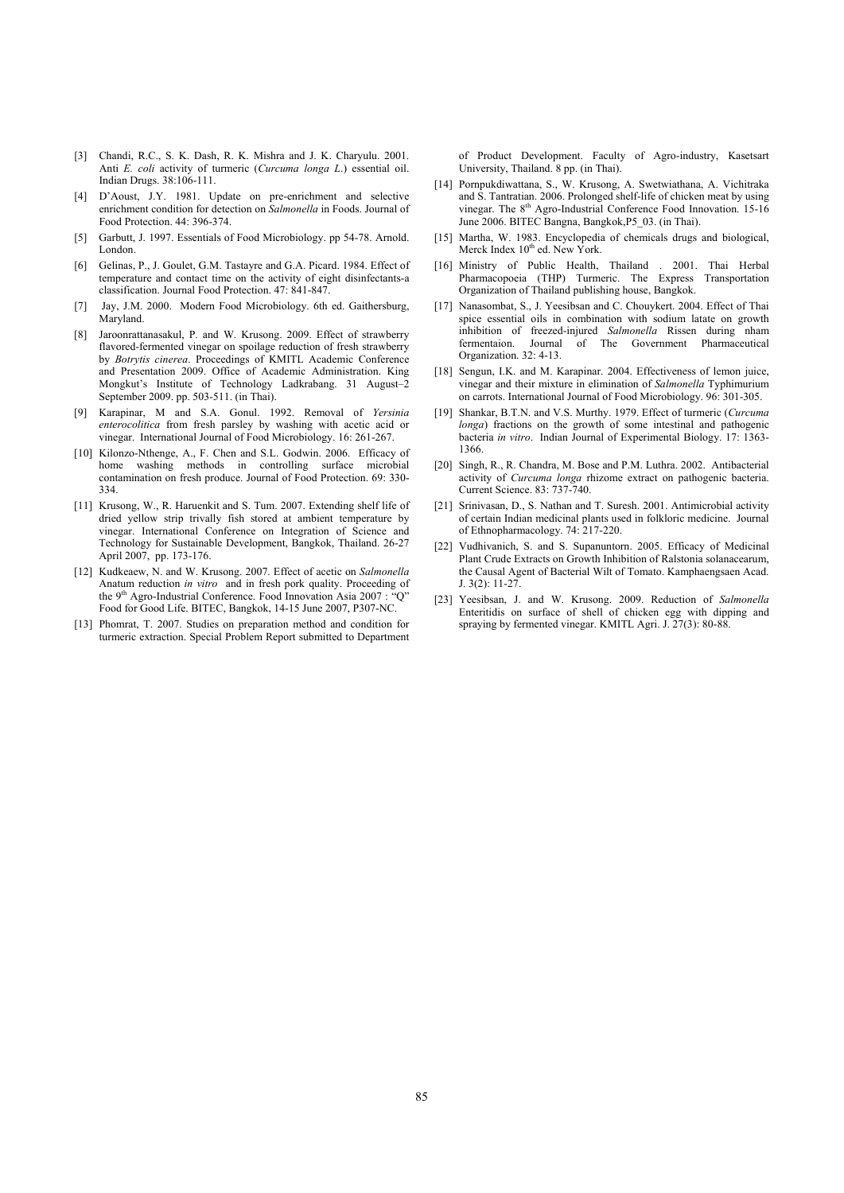[3] Chandi, R.C., S. K. Dash, R. K. Mishra and J. K. Charyulu. 2001. Anti *E. coli* activity of turmeric (*Curcuma longa L*.) essential oil. Indian Drugs. 38:106-111.

[4] D'Aoust, J.Y. 1981. Update on pre-enrichment and selective enrichment condition for detection on *Salmonella* in Foods. Journal of Food Protection. 44: 396-374.

[5] Garbutt, J. 1997. Essentials of Food Microbiology. pp 54-78. Arnold. London.

[6] Gelinas, P., J. Goulet, G.M. Tastayre and G.A. Picard. 1984. Effect of temperature and contact time on the activity of eight disinfectants-a classification. Journal Food Protection. 47: 841-847.

[7] Jay, J.M. 2000. Modern Food Microbiology. 6th ed. Gaithersburg, Maryland.

[8] Jaroonrattanasakul, P. and W. Krusong. 2009. Effect of strawberry flavored-fermented vinegar on spoilage reduction of fresh strawberry by *Botrytis cinerea*. Proceedings of KMITL Academic Conference and Presentation 2009. Office of Academic Administration. King Mongkut's Institute of Technology Ladkrabang. 31 August–2 September 2009. pp. 503-511. (in Thai).

[9] Karapinar, M and S.A. Gonul. 1992. Removal of *Yersinia enterocolitica* from fresh parsley by washing with acetic acid or vinegar. International Journal of Food Microbiology. 16: 261-267.

[10] Kilonzo-Nthenge, A., F. Chen and S.L. Godwin. 2006. Efficacy of home washing methods in controlling surface microbial contamination on fresh produce. Journal of Food Protection. 69: 330-334.

[11] Krusong, W., R. Haruenkit and S. Tum. 2007. Extending shelf life of dried yellow strip trivally fish stored at ambient temperature by vinegar. International Conference on Integration of Science and Technology for Sustainable Development, Bangkok, Thailand. 26-27 April 2007, pp. 173-176.

[12] Kudkeaew, N. and W. Krusong. 2007. Effect of acetic on *Salmonella* Anatum reduction *in vitro* and in fresh pork quality. Proceeding of the 9th Agro-Industrial Conference. Food Innovation Asia 2007 : "Q" Food for Good Life. BITEC, Bangkok, 14-15 June 2007, P307-NC.

[13] Phomrat, T. 2007. Studies on preparation method and condition for turmeric extraction. Special Problem Report submitted to Department of Product Development. Faculty of Agro-industry, Kasetsart University, Thailand. 8 pp. (in Thai).

[14] Pornpukdiwattana, S., W. Krusong, A. Swetwiathana, A. Vichitraka and S. Tantratian. 2006. Prolonged shelf-life of chicken meat by using vinegar. The 8th Agro-Industrial Conference Food Innovation. 15-16 June 2006. BITEC Bangna, Bangkok,P5_03. (in Thai).

[15] Martha, W. 1983. Encyclopedia of chemicals drugs and biological, Merck Index 10th ed. New York.

[16] Ministry of Public Health, Thailand . 2001. Thai Herbal Pharmacopoeia (THP) Turmeric. The Express Transportation Organization of Thailand publishing house, Bangkok.

[17] Nanasombat, S., J. Yeesibsan and C. Chouykert. 2004. Effect of Thai spice essential oils in combination with sodium latate on growth inhibition of freezed-injured *Salmonella* Rissen during nham fermentaion. Journal of The Government Pharmaceutical Organization. 32: 4-13.

[18] Sengun, I.K. and M. Karapinar. 2004. Effectiveness of lemon juice, vinegar and their mixture in elimination of *Salmonella* Typhimurium on carrots. International Journal of Food Microbiology. 96: 301-305.

[19] Shankar, B.T.N. and V.S. Murthy. 1979. Effect of turmeric (*Curcuma longa*) fractions on the growth of some intestinal and pathogenic bacteria *in vitro*. Indian Journal of Experimental Biology. 17: 1363-1366.

[20] Singh, R., R. Chandra, M. Bose and P.M. Luthra. 2002. Antibacterial activity of *Curcuma longa* rhizome extract on pathogenic bacteria. Current Science. 83: 737-740.

[21] Srinivasan, D., S. Nathan and T. Suresh. 2001. Antimicrobial activity of certain Indian medicinal plants used in folkloric medicine. Journal of Ethnopharmacology. 74: 217-220.

[22] Vudhivanich, S. and S. Supanuntorn. 2005. Efficacy of Medicinal Plant Crude Extracts on Growth Inhibition of Ralstonia solanacearum, the Causal Agent of Bacterial Wilt of Tomato. Kamphaengsaen Acad. J. 3(2): 11-27.

[23] Yeesibsan, J. and W. Krusong. 2009. Reduction of *Salmonella* Enteritidis on surface of shell of chicken egg with dipping and spraying by fermented vinegar. KMITL Agri. J. 27(3): 80-88.